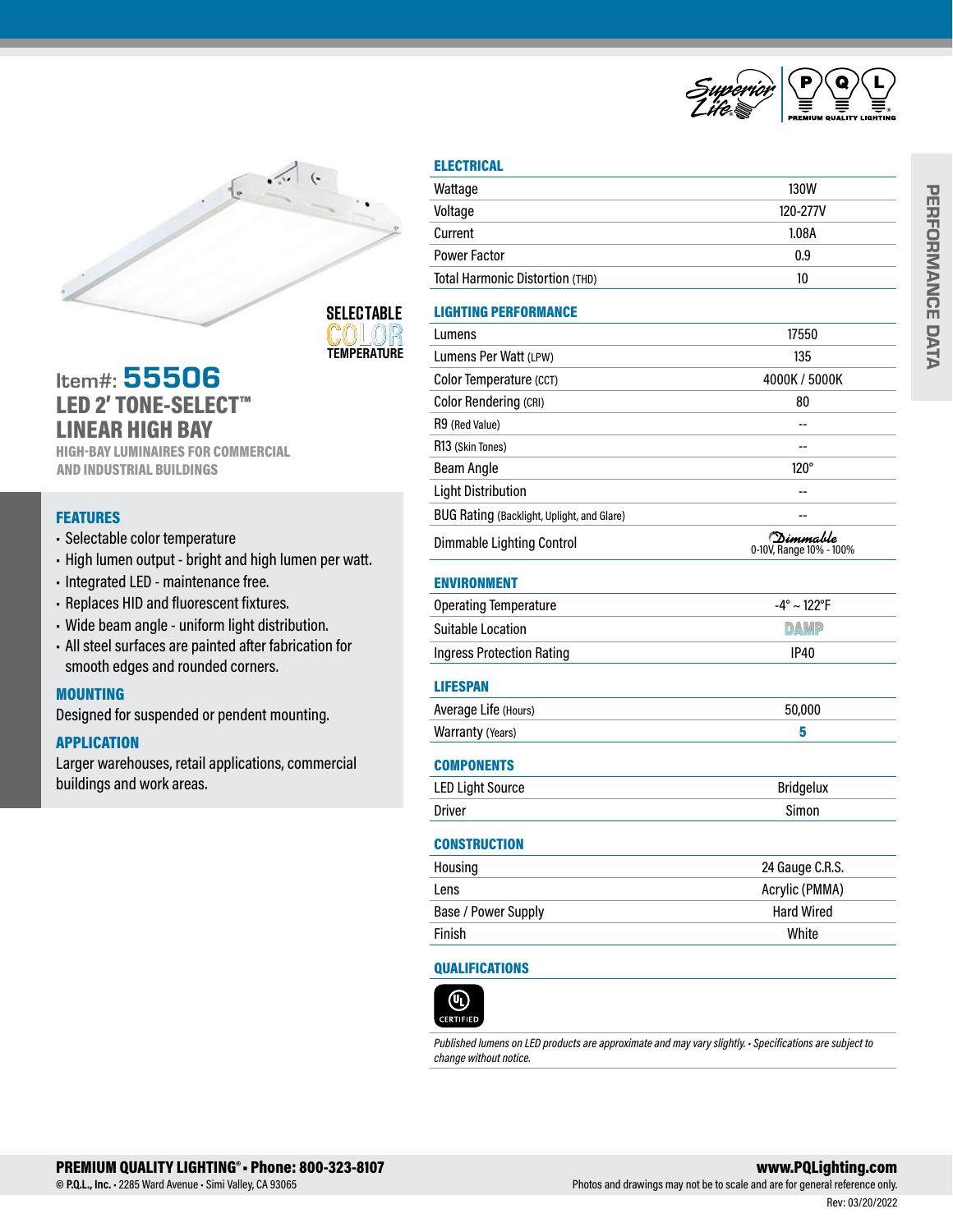SELECTABLE COLOR TEMPERATURE

# Item#: 55506

## LED 2' TONE-SELECT™ LINEAR HIGH BAY

HIGH-BAY LUMINAIRES FOR COMMERCIAL AND INDUSTRIAL BUILDINGS

### FEATURES

- Selectable color temperature
- High lumen output - bright and high lumen per watt.
- Integrated LED - maintenance free.
- Replaces HID and fluorescent fixtures.
- Wide beam angle - uniform light distribution.
- All steel surfaces are painted after fabrication for smooth edges and rounded corners.

### MOUNTING

Designed for suspended or pendent mounting.

### APPLICATION

Larger warehouses, retail applications, commercial buildings and work areas.

## PERFORMANCE DATA

### ELECTRICAL

| | |
|---|---|
| Wattage | 130W |
| Voltage | 120-277V |
| Current | 1.08A |
| Power Factor | 0.9 |
| Total Harmonic Distortion (THD) | 10 |

### LIGHTING PERFORMANCE

| | |
|---|---|
| Lumens | 17550 |
| Lumens Per Watt (LPW) | 135 |
| Color Temperature (CCT) | 4000K / 5000K |
| Color Rendering (CRI) | 80 |
| R9 (Red Value) | -- |
| R13 (Skin Tones) | -- |
| Beam Angle | 120° |
| Light Distribution | -- |
| BUG Rating (Backlight, Uplight, and Glare) | -- |
| Dimmable Lighting Control | Dimmable 0-10V, Range 10% - 100% |

### ENVIRONMENT

| | |
|---|---|
| Operating Temperature | -4° ~ 122°F |
| Suitable Location | DAMP |
| Ingress Protection Rating | IP40 |

### LIFESPAN

| | |
|---|---|
| Average Life (Hours) | 50,000 |
| Warranty (Years) | 5 |

### COMPONENTS

| | |
|---|---|
| LED Light Source | Bridgelux |
| Driver | Simon |

### CONSTRUCTION

| | |
|---|---|
| Housing | 24 Gauge C.R.S. |
| Lens | Acrylic (PMMA) |
| Base / Power Supply | Hard Wired |
| Finish | White |

### QUALIFICATIONS

UL CERTIFIED

*Published lumens on LED products are approximate and may vary slightly. • Specifications are subject to change without notice.*

**PREMIUM QUALITY LIGHTING® • Phone: 800-323-8107**
© **P.Q.L., Inc.** • 2285 Ward Avenue • Simi Valley, CA 93065

**www.PQLighting.com**
Photos and drawings may not be to scale and are for general reference only.

Rev: 03/20/2022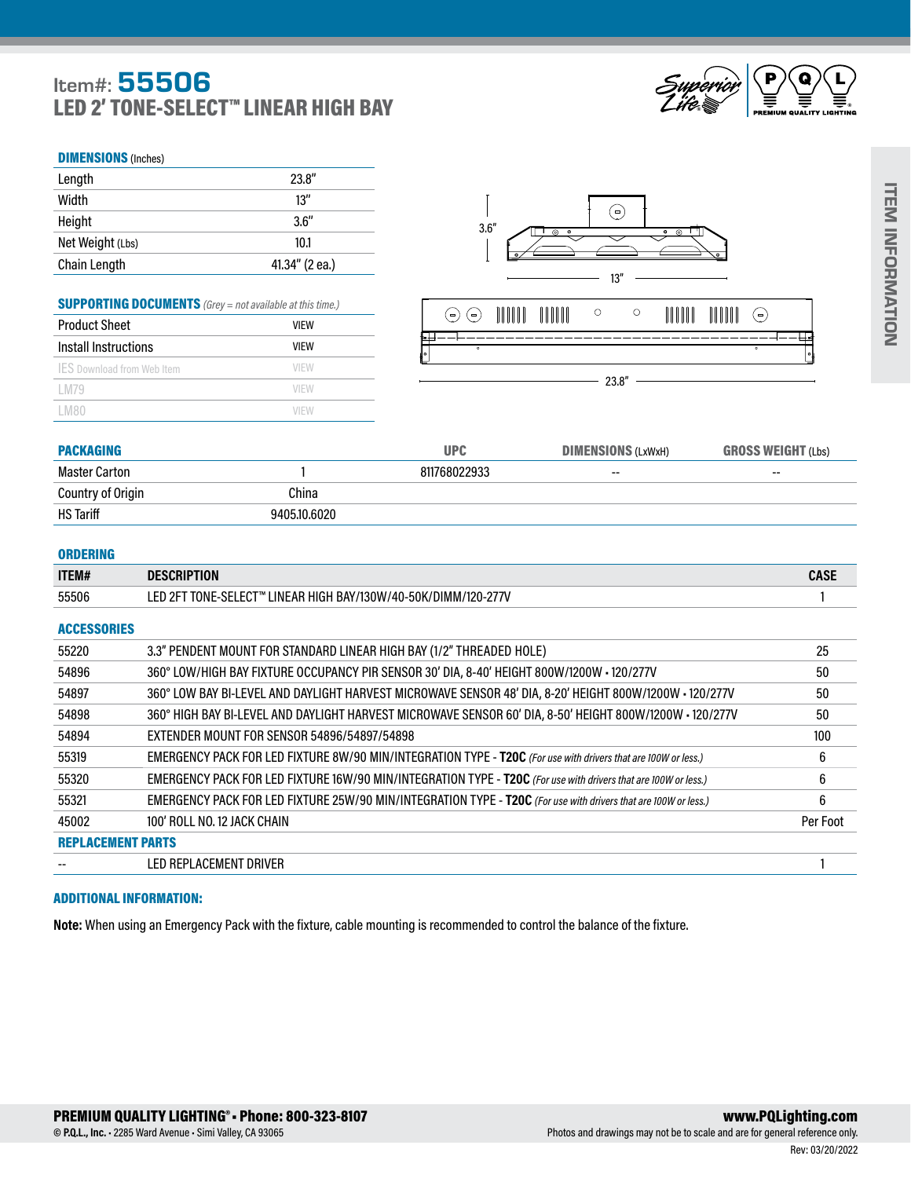# Item#: 55506
## LED 2' TONE-SELECT™ LINEAR HIGH BAY

ITEM INFORMATION

### DIMENSIONS (Inches)

| | |
|---|---|
| Length | 23.8" |
| Width | 13" |
| Height | 3.6" |
| Net Weight (Lbs) | 10.1 |
| Chain Length | 41.34" (2 ea.) |

### SUPPORTING DOCUMENTS *(Grey = not available at this time.)*

| | |
|---|---|
| Product Sheet | VIEW |
| Install Instructions | VIEW |
| IES Download from Web Item | VIEW |
| LM79 | VIEW |
| LM80 | VIEW |

3.6"
13"
23.8"

### PACKAGING

| PACKAGING | | UPC | DIMENSIONS (LxWxH) | GROSS WEIGHT (Lbs) |
|---|---|---|---|---|
| Master Carton | 1 | 811768022933 | -- | -- |
| Country of Origin | China | | | |
| HS Tariff | 9405.10.6020 | | | |

### ORDERING

| ITEM# | DESCRIPTION | CASE |
|---|---|---|
| 55506 | LED 2FT TONE-SELECT™ LINEAR HIGH BAY/130W/40-50K/DIMM/120-277V | 1 |
| **ACCESSORIES** | | |
| 55220 | 3.3" PENDENT MOUNT FOR STANDARD LINEAR HIGH BAY (1/2" THREADED HOLE) | 25 |
| 54896 | 360° LOW/HIGH BAY FIXTURE OCCUPANCY PIR SENSOR 30' DIA, 8-40' HEIGHT 800W/1200W • 120/277V | 50 |
| 54897 | 360° LOW BAY BI-LEVEL AND DAYLIGHT HARVEST MICROWAVE SENSOR 48' DIA, 8-20' HEIGHT 800W/1200W • 120/277V | 50 |
| 54898 | 360° HIGH BAY BI-LEVEL AND DAYLIGHT HARVEST MICROWAVE SENSOR 60' DIA, 8-50' HEIGHT 800W/1200W • 120/277V | 50 |
| 54894 | EXTENDER MOUNT FOR SENSOR 54896/54897/54898 | 100 |
| 55319 | EMERGENCY PACK FOR LED FIXTURE 8W/90 MIN/INTEGRATION TYPE - **T20C** *(For use with drivers that are 100W or less.)* | 6 |
| 55320 | EMERGENCY PACK FOR LED FIXTURE 16W/90 MIN/INTEGRATION TYPE - **T20C** *(For use with drivers that are 100W or less.)* | 6 |
| 55321 | EMERGENCY PACK FOR LED FIXTURE 25W/90 MIN/INTEGRATION TYPE - **T20C** *(For use with drivers that are 100W or less.)* | 6 |
| 45002 | 100' ROLL NO. 12 JACK CHAIN | Per Foot |
| **REPLACEMENT PARTS** | | |
| -- | LED REPLACEMENT DRIVER | 1 |

### ADDITIONAL INFORMATION:

**Note:** When using an Emergency Pack with the fixture, cable mounting is recommended to control the balance of the fixture.

**PREMIUM QUALITY LIGHTING® • Phone: 800-323-8107**
© **P.Q.L., Inc.** • 2285 Ward Avenue • Simi Valley, CA 93065

**www.PQLighting.com**
Photos and drawings may not be to scale and are for general reference only.
Rev: 03/20/2022